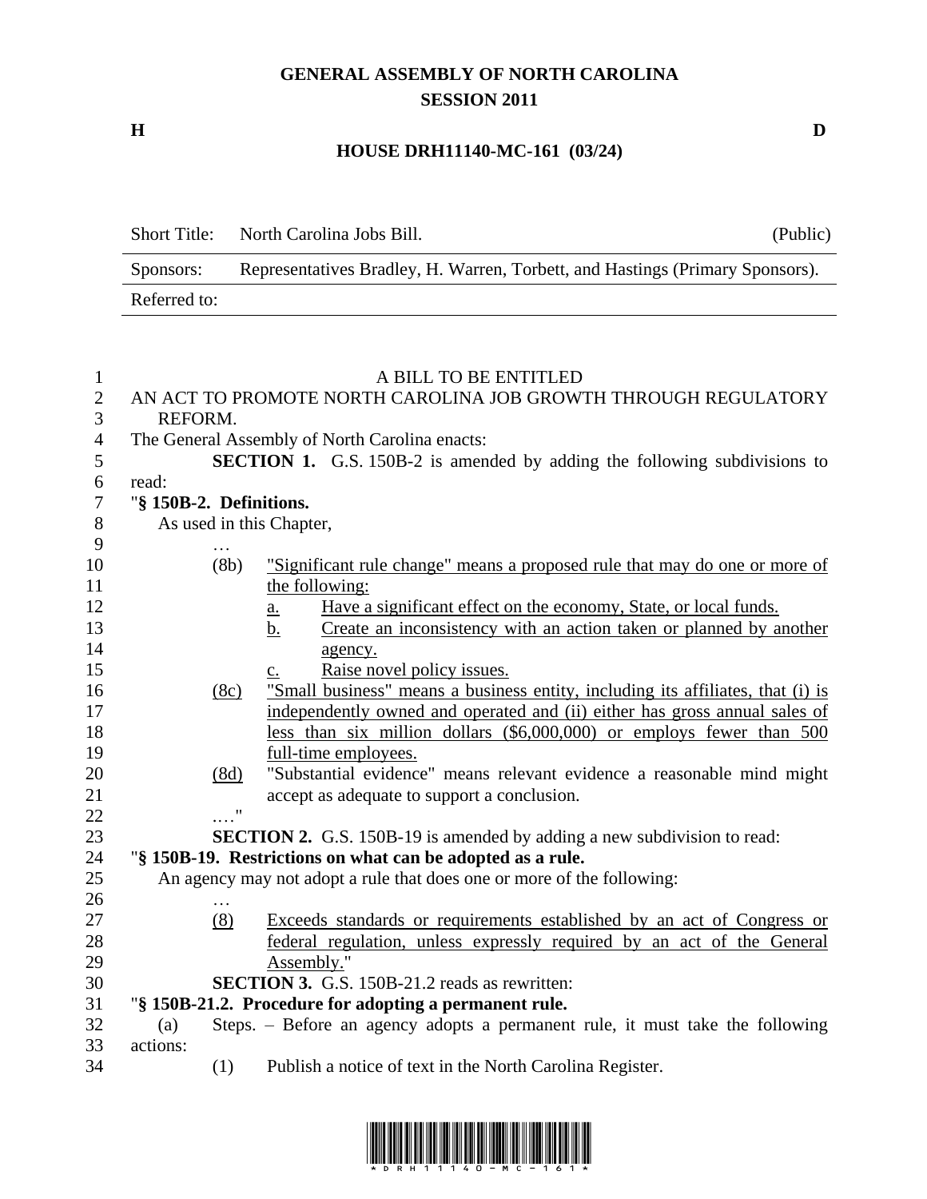# GENERAL ASSEMBLY OF NORTH CAROLINA
## SESSION 2011

**H** **D**

**HOUSE DRH11140-MC-161 (03/24)**

| Short Title: | North Carolina Jobs Bill. | (Public) |
|---|---|---|
| Sponsors: | Representatives Bradley, H. Warren, Torbett, and Hastings (Primary Sponsors). | |
| Referred to: | | |

A BILL TO BE ENTITLED

AN ACT TO PROMOTE NORTH CAROLINA JOB GROWTH THROUGH REGULATORY REFORM.

The General Assembly of North Carolina enacts:

**SECTION 1.** G.S. 150B-2 is amended by adding the following subdivisions to read:

"**§ 150B-2. Definitions.**

As used in this Chapter,

…

(8b) "Significant rule change" means a proposed rule that may do one or more of the following:

a. Have a significant effect on the economy, State, or local funds.

b. Create an inconsistency with an action taken or planned by another agency.

c. Raise novel policy issues.

(8c) "Small business" means a business entity, including its affiliates, that (i) is independently owned and operated and (ii) either has gross annual sales of less than six million dollars ($6,000,000) or employs fewer than 500 full-time employees.

(8d) "Substantial evidence" means relevant evidence a reasonable mind might accept as adequate to support a conclusion.

…."

**SECTION 2.** G.S. 150B-19 is amended by adding a new subdivision to read:

"**§ 150B-19. Restrictions on what can be adopted as a rule.**

An agency may not adopt a rule that does one or more of the following:

…

(8) Exceeds standards or requirements established by an act of Congress or federal regulation, unless expressly required by an act of the General Assembly."

**SECTION 3.** G.S. 150B-21.2 reads as rewritten:

"**§ 150B-21.2. Procedure for adopting a permanent rule.**

(a) Steps. – Before an agency adopts a permanent rule, it must take the following actions:

(1) Publish a notice of text in the North Carolina Register.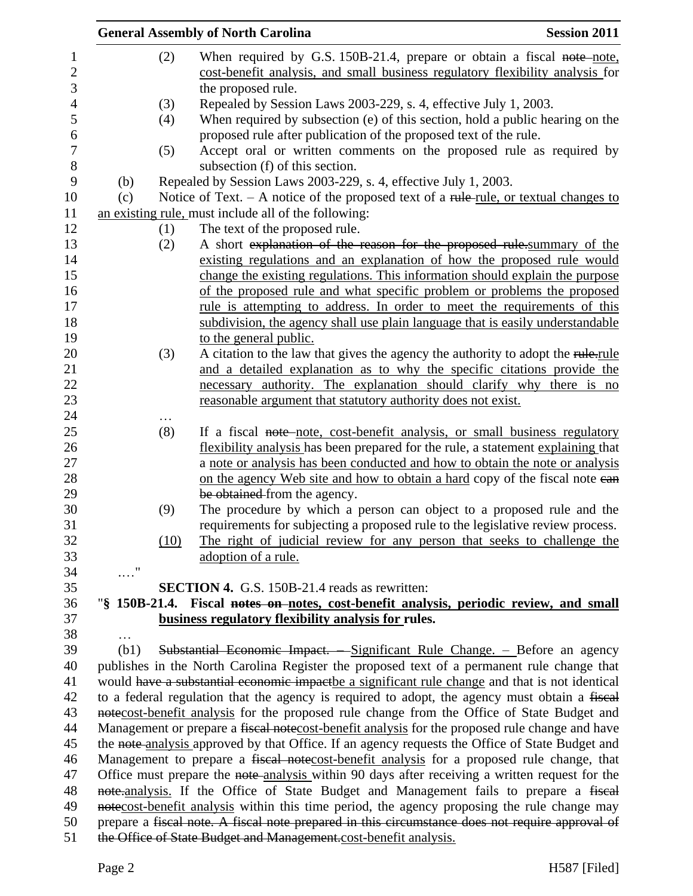(2) When required by G.S. 150B-21.4, prepare or obtain a fiscal ~~note~~ note, cost-benefit analysis, and small business regulatory flexibility analysis for the proposed rule.

(3) Repealed by Session Laws 2003-229, s. 4, effective July 1, 2003.

(4) When required by subsection (e) of this section, hold a public hearing on the proposed rule after publication of the proposed text of the rule.

(5) Accept oral or written comments on the proposed rule as required by subsection (f) of this section.

(b) Repealed by Session Laws 2003-229, s. 4, effective July 1, 2003.

(c) Notice of Text. – A notice of the proposed text of a ~~rule~~ rule, or textual changes to an existing rule, must include all of the following:

(1) The text of the proposed rule.

(2) A short ~~explanation of the reason for the proposed rule.~~summary of the existing regulations and an explanation of how the proposed rule would change the existing regulations. This information should explain the purpose of the proposed rule and what specific problem or problems the proposed rule is attempting to address. In order to meet the requirements of this subdivision, the agency shall use plain language that is easily understandable to the general public.

(3) A citation to the law that gives the agency the authority to adopt the ~~rule.~~rule and a detailed explanation as to why the specific citations provide the necessary authority. The explanation should clarify why there is no reasonable argument that statutory authority does not exist.

…

(8) If a fiscal ~~note~~ note, cost-benefit analysis, or small business regulatory flexibility analysis has been prepared for the rule, a statement explaining that a note or analysis has been conducted and how to obtain the note or analysis on the agency Web site and how to obtain a hard copy of the fiscal note ~~can be obtained~~ from the agency.

(9) The procedure by which a person can object to a proposed rule and the requirements for subjecting a proposed rule to the legislative review process.

(10) The right of judicial review for any person that seeks to challenge the adoption of a rule.

…."

**SECTION 4.** G.S. 150B-21.4 reads as rewritten:

"**§ 150B-21.4. Fiscal ~~notes on~~ notes, cost-benefit analysis, periodic review, and small business regulatory flexibility analysis for rules.**

…

(b1) ~~Substantial Economic Impact. –~~ Significant Rule Change. – Before an agency publishes in the North Carolina Register the proposed text of a permanent rule change that would ~~have a substantial economic impact~~be a significant rule change and that is not identical to a federal regulation that the agency is required to adopt, the agency must obtain a ~~fiscal note~~cost-benefit analysis for the proposed rule change from the Office of State Budget and Management or prepare a ~~fiscal note~~cost-benefit analysis for the proposed rule change and have the ~~note~~ analysis approved by that Office. If an agency requests the Office of State Budget and Management to prepare a ~~fiscal note~~cost-benefit analysis for a proposed rule change, that Office must prepare the ~~note~~ analysis within 90 days after receiving a written request for the ~~note.~~analysis. If the Office of State Budget and Management fails to prepare a ~~fiscal note~~cost-benefit analysis within this time period, the agency proposing the rule change may prepare a ~~fiscal note. A fiscal note prepared in this circumstance does not require approval of the Office of State Budget and Management.~~cost-benefit analysis.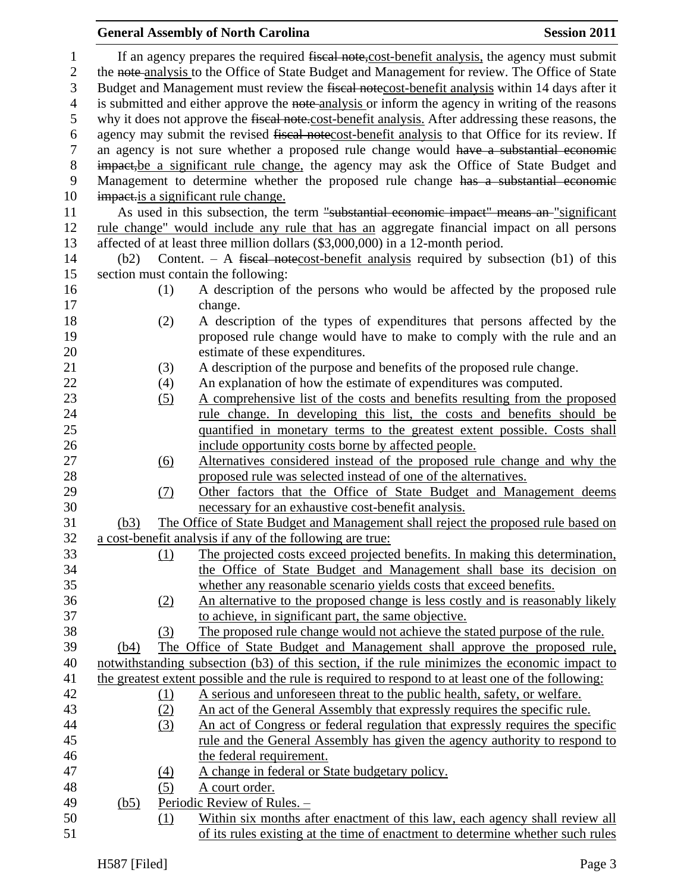If an agency prepares the required ~~fiscal note,~~cost-benefit analysis, the agency must submit the ~~note~~ analysis to the Office of State Budget and Management for review. The Office of State Budget and Management must review the ~~fiscal note~~cost-benefit analysis within 14 days after it is submitted and either approve the ~~note~~ analysis or inform the agency in writing of the reasons why it does not approve the ~~fiscal note.~~cost-benefit analysis. After addressing these reasons, the agency may submit the revised ~~fiscal note~~cost-benefit analysis to that Office for its review. If an agency is not sure whether a proposed rule change would ~~have a substantial economic impact,~~be a significant rule change, the agency may ask the Office of State Budget and Management to determine whether the proposed rule change ~~has a substantial economic impact.~~is a significant rule change.

As used in this subsection, the term ~~"substantial economic impact" means an~~ "significant rule change" would include any rule that has an aggregate financial impact on all persons affected of at least three million dollars ($3,000,000) in a 12-month period.

(b2) Content. – A ~~fiscal note~~cost-benefit analysis required by subsection (b1) of this section must contain the following:

(1) A description of the persons who would be affected by the proposed rule change.

(2) A description of the types of expenditures that persons affected by the proposed rule change would have to make to comply with the rule and an estimate of these expenditures.

(3) A description of the purpose and benefits of the proposed rule change.

(4) An explanation of how the estimate of expenditures was computed.

(5) A comprehensive list of the costs and benefits resulting from the proposed rule change. In developing this list, the costs and benefits should be quantified in monetary terms to the greatest extent possible. Costs shall include opportunity costs borne by affected people.

(6) Alternatives considered instead of the proposed rule change and why the proposed rule was selected instead of one of the alternatives.

(7) Other factors that the Office of State Budget and Management deems necessary for an exhaustive cost-benefit analysis.

(b3) The Office of State Budget and Management shall reject the proposed rule based on a cost-benefit analysis if any of the following are true:

(1) The projected costs exceed projected benefits. In making this determination, the Office of State Budget and Management shall base its decision on whether any reasonable scenario yields costs that exceed benefits.

(2) An alternative to the proposed change is less costly and is reasonably likely to achieve, in significant part, the same objective.

(3) The proposed rule change would not achieve the stated purpose of the rule.

(b4) The Office of State Budget and Management shall approve the proposed rule, notwithstanding subsection (b3) of this section, if the rule minimizes the economic impact to the greatest extent possible and the rule is required to respond to at least one of the following:

(1) A serious and unforeseen threat to the public health, safety, or welfare.

(2) An act of the General Assembly that expressly requires the specific rule.

(3) An act of Congress or federal regulation that expressly requires the specific rule and the General Assembly has given the agency authority to respond to the federal requirement.

(4) A change in federal or State budgetary policy.

(5) A court order.

(b5) Periodic Review of Rules. –

(1) Within six months after enactment of this law, each agency shall review all of its rules existing at the time of enactment to determine whether such rules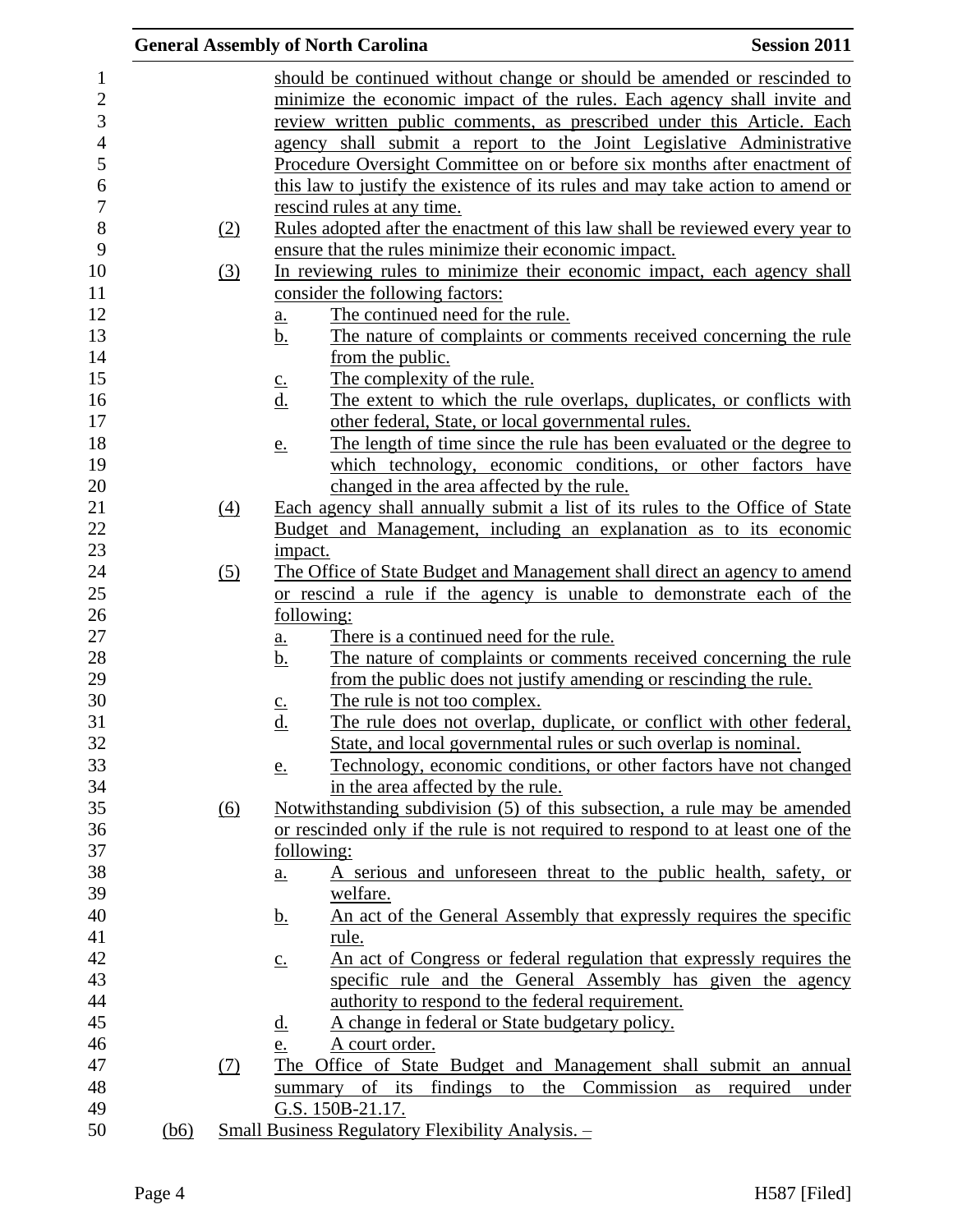should be continued without change or should be amended or rescinded to minimize the economic impact of the rules. Each agency shall invite and review written public comments, as prescribed under this Article. Each agency shall submit a report to the Joint Legislative Administrative Procedure Oversight Committee on or before six months after enactment of this law to justify the existence of its rules and may take action to amend or rescind rules at any time.

(2) Rules adopted after the enactment of this law shall be reviewed every year to ensure that the rules minimize their economic impact.

(3) In reviewing rules to minimize their economic impact, each agency shall consider the following factors:

a. The continued need for the rule.

b. The nature of complaints or comments received concerning the rule from the public.

c. The complexity of the rule.

d. The extent to which the rule overlaps, duplicates, or conflicts with other federal, State, or local governmental rules.

e. The length of time since the rule has been evaluated or the degree to which technology, economic conditions, or other factors have changed in the area affected by the rule.

(4) Each agency shall annually submit a list of its rules to the Office of State Budget and Management, including an explanation as to its economic impact.

(5) The Office of State Budget and Management shall direct an agency to amend or rescind a rule if the agency is unable to demonstrate each of the following:

a. There is a continued need for the rule.

b. The nature of complaints or comments received concerning the rule from the public does not justify amending or rescinding the rule.

c. The rule is not too complex.

d. The rule does not overlap, duplicate, or conflict with other federal, State, and local governmental rules or such overlap is nominal.

e. Technology, economic conditions, or other factors have not changed in the area affected by the rule.

(6) Notwithstanding subdivision (5) of this subsection, a rule may be amended or rescinded only if the rule is not required to respond to at least one of the following:

a. A serious and unforeseen threat to the public health, safety, or welfare.

b. An act of the General Assembly that expressly requires the specific rule.

c. An act of Congress or federal regulation that expressly requires the specific rule and the General Assembly has given the agency authority to respond to the federal requirement.

d. A change in federal or State budgetary policy.

e. A court order.

(7) The Office of State Budget and Management shall submit an annual summary of its findings to the Commission as required under G.S. 150B-21.17.

(b6) Small Business Regulatory Flexibility Analysis. –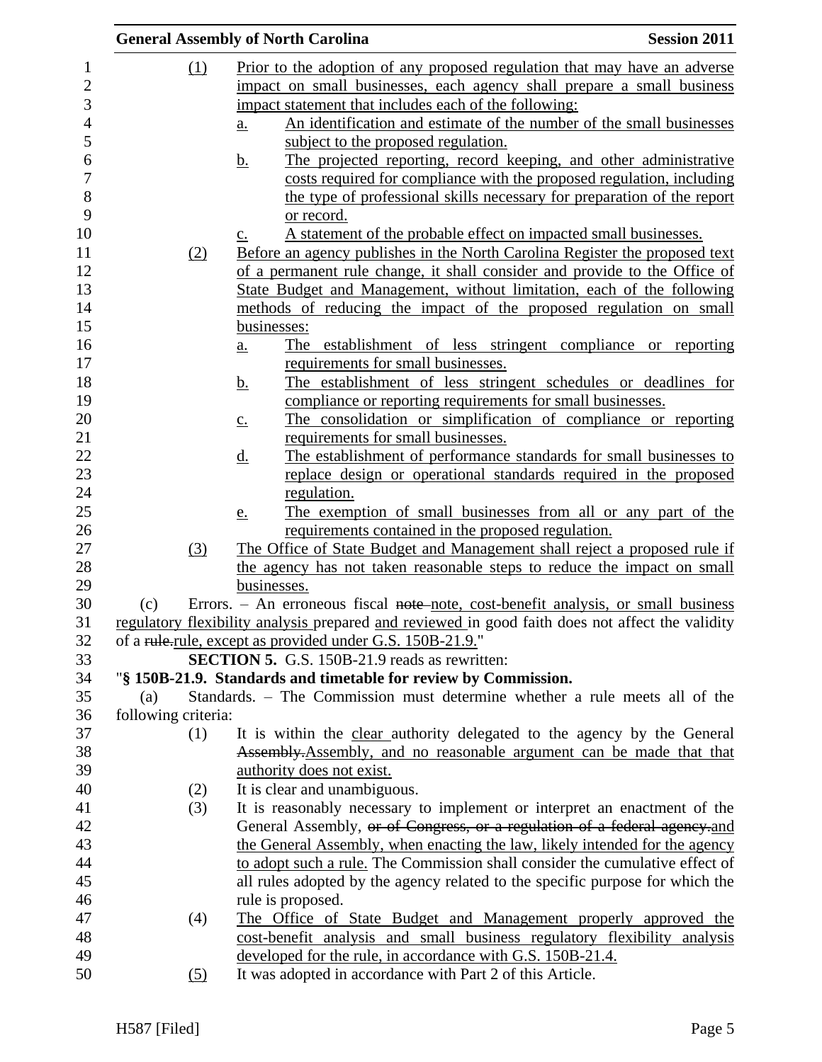(1) Prior to the adoption of any proposed regulation that may have an adverse impact on small businesses, each agency shall prepare a small business impact statement that includes each of the following:

a. An identification and estimate of the number of the small businesses subject to the proposed regulation.

b. The projected reporting, record keeping, and other administrative costs required for compliance with the proposed regulation, including the type of professional skills necessary for preparation of the report or record.

c. A statement of the probable effect on impacted small businesses.

(2) Before an agency publishes in the North Carolina Register the proposed text of a permanent rule change, it shall consider and provide to the Office of State Budget and Management, without limitation, each of the following methods of reducing the impact of the proposed regulation on small businesses:

a. The establishment of less stringent compliance or reporting requirements for small businesses.

b. The establishment of less stringent schedules or deadlines for compliance or reporting requirements for small businesses.

c. The consolidation or simplification of compliance or reporting requirements for small businesses.

d. The establishment of performance standards for small businesses to replace design or operational standards required in the proposed regulation.

e. The exemption of small businesses from all or any part of the requirements contained in the proposed regulation.

(3) The Office of State Budget and Management shall reject a proposed rule if the agency has not taken reasonable steps to reduce the impact on small businesses.

(c) Errors. – An erroneous fiscal ~~note~~ note, cost-benefit analysis, or small business regulatory flexibility analysis prepared and reviewed in good faith does not affect the validity of a ~~rule.~~rule, except as provided under G.S. 150B-21.9."

**SECTION 5.** G.S. 150B-21.9 reads as rewritten:

"**§ 150B-21.9. Standards and timetable for review by Commission.**

(a) Standards. – The Commission must determine whether a rule meets all of the following criteria:

(1) It is within the clear authority delegated to the agency by the General ~~Assembly.~~Assembly, and no reasonable argument can be made that that authority does not exist.

(2) It is clear and unambiguous.

(3) It is reasonably necessary to implement or interpret an enactment of the General Assembly, ~~or of Congress, or a regulation of a federal agency.~~and the General Assembly, when enacting the law, likely intended for the agency to adopt such a rule. The Commission shall consider the cumulative effect of all rules adopted by the agency related to the specific purpose for which the rule is proposed.

(4) The Office of State Budget and Management properly approved the cost-benefit analysis and small business regulatory flexibility analysis developed for the rule, in accordance with G.S. 150B-21.4.

(5) It was adopted in accordance with Part 2 of this Article.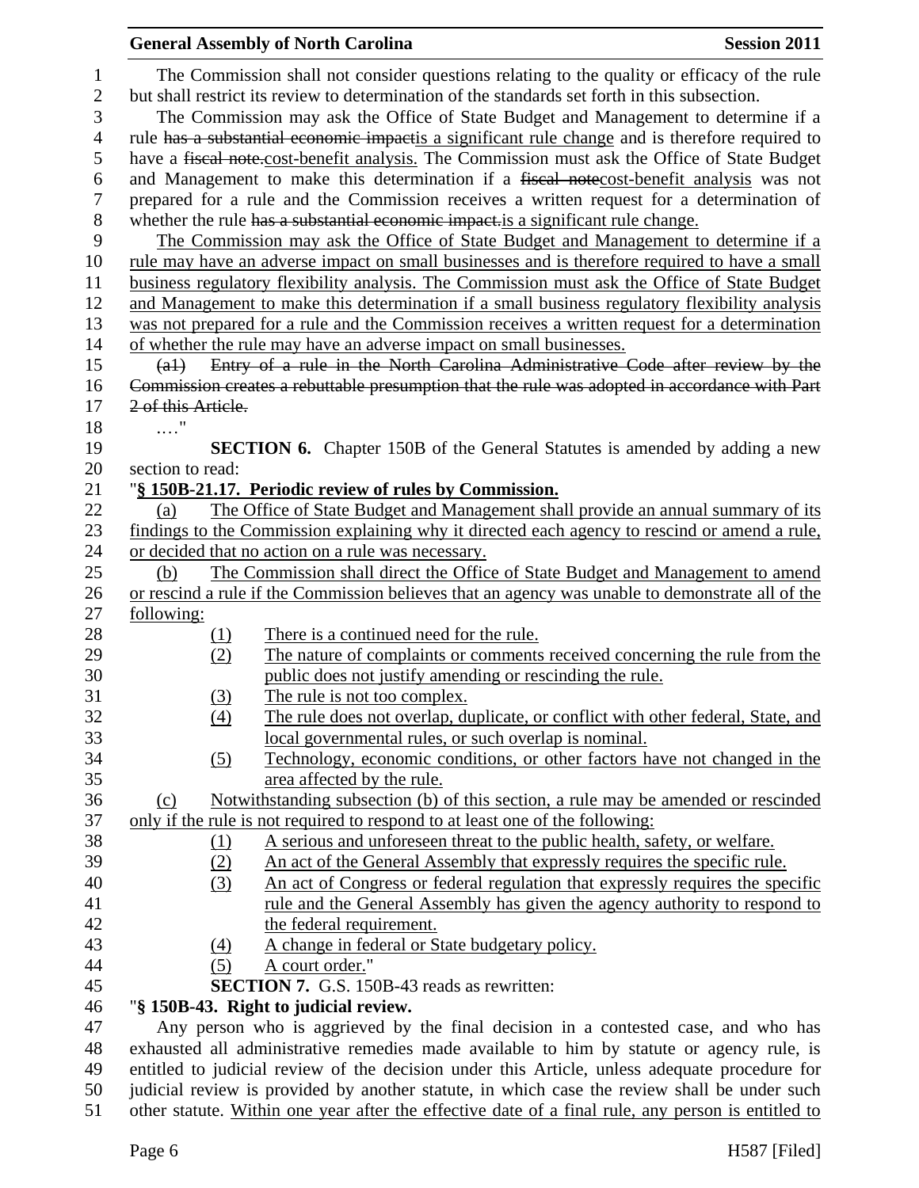The Commission shall not consider questions relating to the quality or efficacy of the rule but shall restrict its review to determination of the standards set forth in this subsection.

The Commission may ask the Office of State Budget and Management to determine if a rule ~~has a substantial economic impact~~is a significant rule change and is therefore required to have a ~~fiscal note.~~cost-benefit analysis. The Commission must ask the Office of State Budget and Management to make this determination if a ~~fiscal note~~cost-benefit analysis was not prepared for a rule and the Commission receives a written request for a determination of whether the rule ~~has a substantial economic impact.~~is a significant rule change.

The Commission may ask the Office of State Budget and Management to determine if a rule may have an adverse impact on small businesses and is therefore required to have a small business regulatory flexibility analysis. The Commission must ask the Office of State Budget and Management to make this determination if a small business regulatory flexibility analysis was not prepared for a rule and the Commission receives a written request for a determination of whether the rule may have an adverse impact on small businesses.

~~(a1) Entry of a rule in the North Carolina Administrative Code after review by the Commission creates a rebuttable presumption that the rule was adopted in accordance with Part 2 of this Article.~~

…."

**SECTION 6.** Chapter 150B of the General Statutes is amended by adding a new section to read:

"**§ 150B-21.17. Periodic review of rules by Commission.**

(a) The Office of State Budget and Management shall provide an annual summary of its findings to the Commission explaining why it directed each agency to rescind or amend a rule, or decided that no action on a rule was necessary.

(b) The Commission shall direct the Office of State Budget and Management to amend or rescind a rule if the Commission believes that an agency was unable to demonstrate all of the following:

(1) There is a continued need for the rule.
(2) The nature of complaints or comments received concerning the rule from the public does not justify amending or rescinding the rule.
(3) The rule is not too complex.
(4) The rule does not overlap, duplicate, or conflict with other federal, State, and local governmental rules, or such overlap is nominal.
(5) Technology, economic conditions, or other factors have not changed in the area affected by the rule.

(c) Notwithstanding subsection (b) of this section, a rule may be amended or rescinded only if the rule is not required to respond to at least one of the following:

(1) A serious and unforeseen threat to the public health, safety, or welfare.
(2) An act of the General Assembly that expressly requires the specific rule.
(3) An act of Congress or federal regulation that expressly requires the specific rule and the General Assembly has given the agency authority to respond to the federal requirement.
(4) A change in federal or State budgetary policy.
(5) A court order."

**SECTION 7.** G.S. 150B-43 reads as rewritten:

"**§ 150B-43. Right to judicial review.**

Any person who is aggrieved by the final decision in a contested case, and who has exhausted all administrative remedies made available to him by statute or agency rule, is entitled to judicial review of the decision under this Article, unless adequate procedure for judicial review is provided by another statute, in which case the review shall be under such other statute. Within one year after the effective date of a final rule, any person is entitled to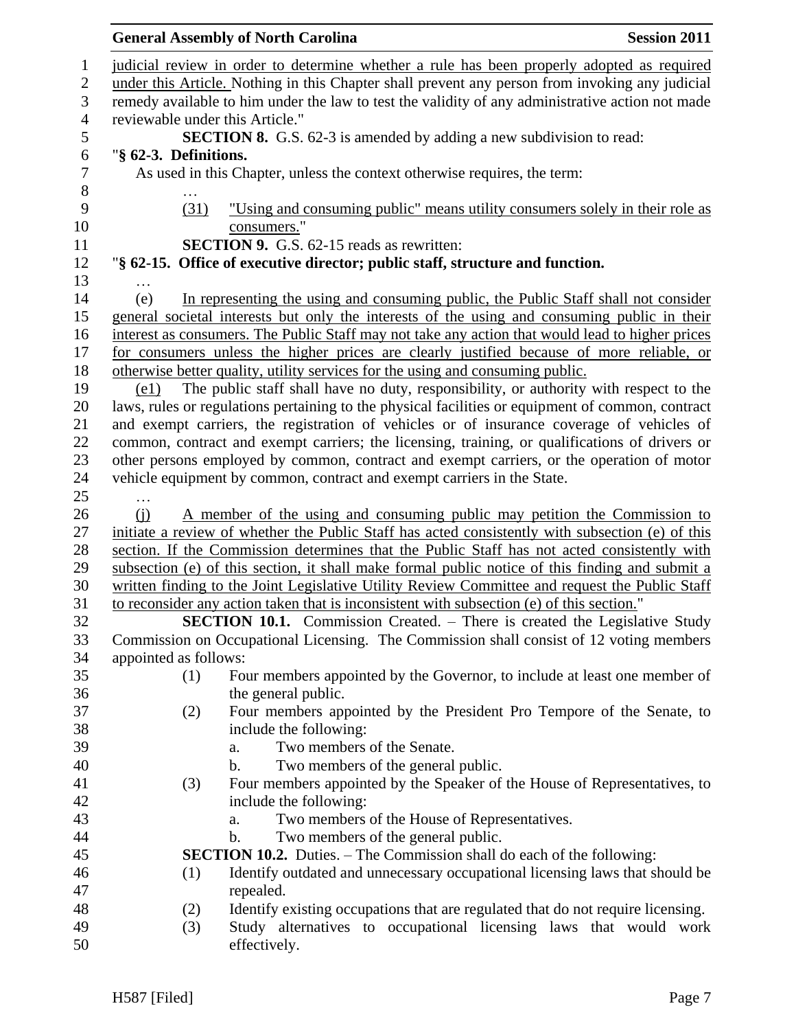judicial review in order to determine whether a rule has been properly adopted as required under this Article. Nothing in this Chapter shall prevent any person from invoking any judicial remedy available to him under the law to test the validity of any administrative action not made reviewable under this Article."

**SECTION 8.** G.S. 62-3 is amended by adding a new subdivision to read:

"**§ 62-3. Definitions.**

As used in this Chapter, unless the context otherwise requires, the term:

…

(31) "Using and consuming public" means utility consumers solely in their role as consumers."

**SECTION 9.** G.S. 62-15 reads as rewritten:

"**§ 62-15. Office of executive director; public staff, structure and function.**

…

(e) In representing the using and consuming public, the Public Staff shall not consider general societal interests but only the interests of the using and consuming public in their interest as consumers. The Public Staff may not take any action that would lead to higher prices for consumers unless the higher prices are clearly justified because of more reliable, or otherwise better quality, utility services for the using and consuming public.

(e1) The public staff shall have no duty, responsibility, or authority with respect to the laws, rules or regulations pertaining to the physical facilities or equipment of common, contract and exempt carriers, the registration of vehicles or of insurance coverage of vehicles of common, contract and exempt carriers; the licensing, training, or qualifications of drivers or other persons employed by common, contract and exempt carriers, or the operation of motor vehicle equipment by common, contract and exempt carriers in the State.

…

(j) A member of the using and consuming public may petition the Commission to initiate a review of whether the Public Staff has acted consistently with subsection (e) of this section. If the Commission determines that the Public Staff has not acted consistently with subsection (e) of this section, it shall make formal public notice of this finding and submit a written finding to the Joint Legislative Utility Review Committee and request the Public Staff to reconsider any action taken that is inconsistent with subsection (e) of this section."

**SECTION 10.1.** Commission Created. – There is created the Legislative Study Commission on Occupational Licensing. The Commission shall consist of 12 voting members appointed as follows:

(1) Four members appointed by the Governor, to include at least one member of the general public.
(2) Four members appointed by the President Pro Tempore of the Senate, to include the following:
    a. Two members of the Senate.
    b. Two members of the general public.
(3) Four members appointed by the Speaker of the House of Representatives, to include the following:
    a. Two members of the House of Representatives.
    b. Two members of the general public.

**SECTION 10.2.** Duties. – The Commission shall do each of the following:

(1) Identify outdated and unnecessary occupational licensing laws that should be repealed.
(2) Identify existing occupations that are regulated that do not require licensing.
(3) Study alternatives to occupational licensing laws that would work effectively.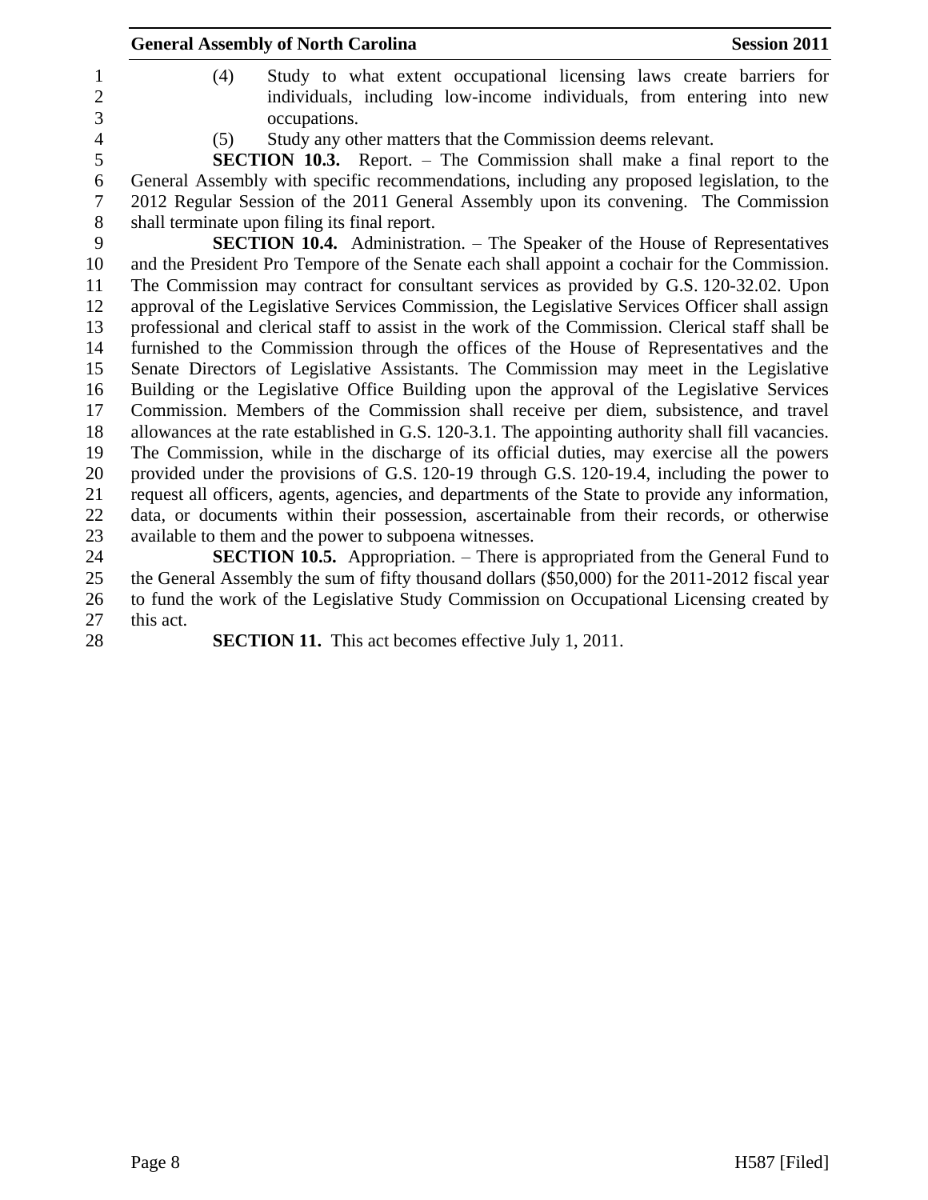(4) Study to what extent occupational licensing laws create barriers for individuals, including low-income individuals, from entering into new occupations.

(5) Study any other matters that the Commission deems relevant.

**SECTION 10.3.** Report. – The Commission shall make a final report to the General Assembly with specific recommendations, including any proposed legislation, to the 2012 Regular Session of the 2011 General Assembly upon its convening. The Commission shall terminate upon filing its final report.

**SECTION 10.4.** Administration. – The Speaker of the House of Representatives and the President Pro Tempore of the Senate each shall appoint a cochair for the Commission. The Commission may contract for consultant services as provided by G.S. 120-32.02. Upon approval of the Legislative Services Commission, the Legislative Services Officer shall assign professional and clerical staff to assist in the work of the Commission. Clerical staff shall be furnished to the Commission through the offices of the House of Representatives and the Senate Directors of Legislative Assistants. The Commission may meet in the Legislative Building or the Legislative Office Building upon the approval of the Legislative Services Commission. Members of the Commission shall receive per diem, subsistence, and travel allowances at the rate established in G.S. 120-3.1. The appointing authority shall fill vacancies. The Commission, while in the discharge of its official duties, may exercise all the powers provided under the provisions of G.S. 120-19 through G.S. 120-19.4, including the power to request all officers, agents, agencies, and departments of the State to provide any information, data, or documents within their possession, ascertainable from their records, or otherwise available to them and the power to subpoena witnesses.

**SECTION 10.5.** Appropriation. – There is appropriated from the General Fund to the General Assembly the sum of fifty thousand dollars ($50,000) for the 2011-2012 fiscal year to fund the work of the Legislative Study Commission on Occupational Licensing created by this act.

**SECTION 11.** This act becomes effective July 1, 2011.